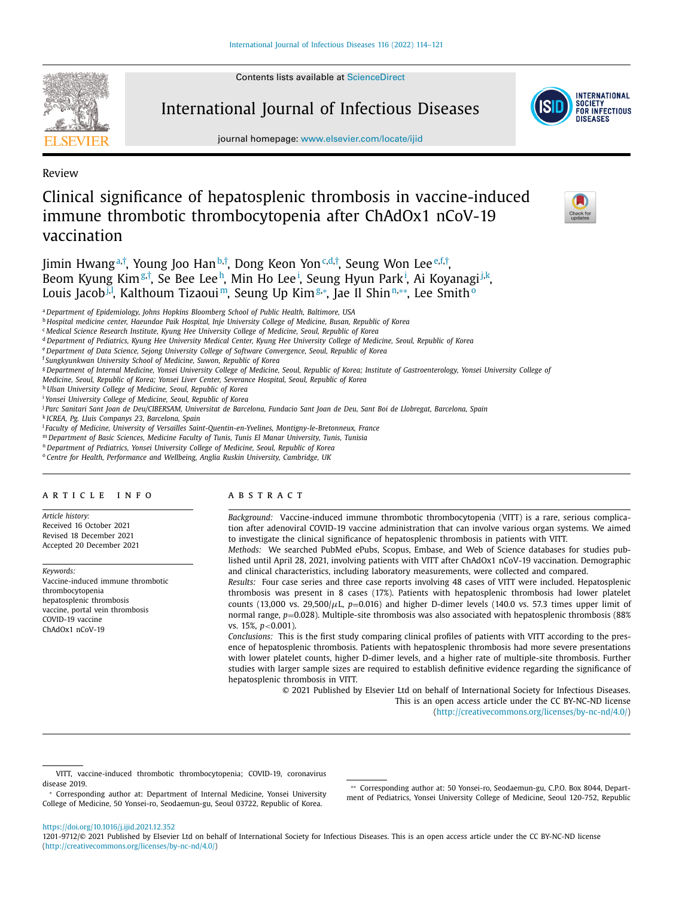Review

# Clinical significance of hepatosplenic thrombosis in vaccine-induced immune thrombotic thrombocytopenia after ChAdOx1 nCoV-19 vaccination

Jimin Hwang[a,†], Young Joo Han[b,†], Dong Keon Yon[c,d,†], Seung Won Lee[e,f,†], Beom Kyung Kim[g,†], Se Bee Lee[h], Min Ho Lee[i], Seung Hyun Park[i], Ai Koyanagi[j,k], Louis Jacob[j,l], Kalthoum Tizaoui[m], Seung Up Kim[g,*], Jae Il Shin[n,**], Lee Smith[o]

[a] Department of Epidemiology, Johns Hopkins Bloomberg School of Public Health, Baltimore, USA
[b] Hospital medicine center, Haeundae Paik Hospital, Inje University College of Medicine, Busan, Republic of Korea
[c] Medical Science Research Institute, Kyung Hee University College of Medicine, Seoul, Republic of Korea
[d] Department of Pediatrics, Kyung Hee University Medical Center, Kyung Hee University College of Medicine, Seoul, Republic of Korea
[e] Department of Data Science, Sejong University College of Software Convergence, Seoul, Republic of Korea
[f] Sungkyunkwan University School of Medicine, Suwon, Republic of Korea
[g] Department of Internal Medicine, Yonsei University College of Medicine, Seoul, Republic of Korea; Institute of Gastroenterology, Yonsei University College of Medicine, Seoul, Republic of Korea; Yonsei Liver Center, Severance Hospital, Seoul, Republic of Korea
[h] Ulsan University College of Medicine, Seoul, Republic of Korea
[i] Yonsei University College of Medicine, Seoul, Republic of Korea
[j] Parc Sanitari Sant Joan de Deu/CIBERSAM, Universitat de Barcelona, Fundacio Sant Joan de Deu, Sant Boi de Llobregat, Barcelona, Spain
[k] ICREA, Pg. Lluis Companys 23, Barcelona, Spain
[l] Faculty of Medicine, University of Versailles Saint-Quentin-en-Yvelines, Montigny-le-Bretonneux, France
[m] Department of Basic Sciences, Medicine Faculty of Tunis, Tunis El Manar University, Tunis, Tunisia
[n] Department of Pediatrics, Yonsei University College of Medicine, Seoul, Republic of Korea
[o] Centre for Health, Performance and Wellbeing, Anglia Ruskin University, Cambridge, UK

## ARTICLE INFO

*Article history:*
Received 16 October 2021
Revised 18 December 2021
Accepted 20 December 2021

*Keywords:*
Vaccine-induced immune thrombotic thrombocytopenia
hepatosplenic thrombosis
vaccine, portal vein thrombosis
COVID-19 vaccine
ChAdOx1 nCoV-19

## ABSTRACT

*Background:* Vaccine-induced immune thrombotic thrombocytopenia (VITT) is a rare, serious complication after adenoviral COVID-19 vaccine administration that can involve various organ systems. We aimed to investigate the clinical significance of hepatosplenic thrombosis in patients with VITT.

*Methods:* We searched PubMed ePubs, Scopus, Embase, and Web of Science databases for studies published until April 28, 2021, involving patients with VITT after ChAdOx1 nCoV-19 vaccination. Demographic and clinical characteristics, including laboratory measurements, were collected and compared.

*Results:* Four case series and three case reports involving 48 cases of VITT were included. Hepatosplenic thrombosis was present in 8 cases (17%). Patients with hepatosplenic thrombosis had lower platelet counts (13,000 vs. 29,500/$\mu$L, $p$=0.016) and higher D-dimer levels (140.0 vs. 57.3 times upper limit of normal range, $p$=0.028). Multiple-site thrombosis was also associated with hepatosplenic thrombosis (88% vs. 15%, $p$<0.001).

*Conclusions:* This is the first study comparing clinical profiles of patients with VITT according to the presence of hepatosplenic thrombosis. Patients with hepatosplenic thrombosis had more severe presentations with lower platelet counts, higher D-dimer levels, and a higher rate of multiple-site thrombosis. Further studies with larger sample sizes are required to establish definitive evidence regarding the significance of hepatosplenic thrombosis in VITT.

© 2021 Published by Elsevier Ltd on behalf of International Society for Infectious Diseases. This is an open access article under the CC BY-NC-ND license (http://creativecommons.org/licenses/by-nc-nd/4.0/)

---

VITT, vaccine-induced thrombotic thrombocytopenia; COVID-19, coronavirus disease 2019.

* Corresponding author at: Department of Internal Medicine, Yonsei University College of Medicine, 50 Yonsei-ro, Seodaemun-gu, Seoul 03722, Republic of Korea.

** Corresponding author at: 50 Yonsei-ro, Seodaemun-gu, C.P.O. Box 8044, Department of Pediatrics, Yonsei University College of Medicine, Seoul 120-752, Republic

https://doi.org/10.1016/j.ijid.2021.12.352
1201-9712/© 2021 Published by Elsevier Ltd on behalf of International Society for Infectious Diseases. This is an open access article under the CC BY-NC-ND license (http://creativecommons.org/licenses/by-nc-nd/4.0/)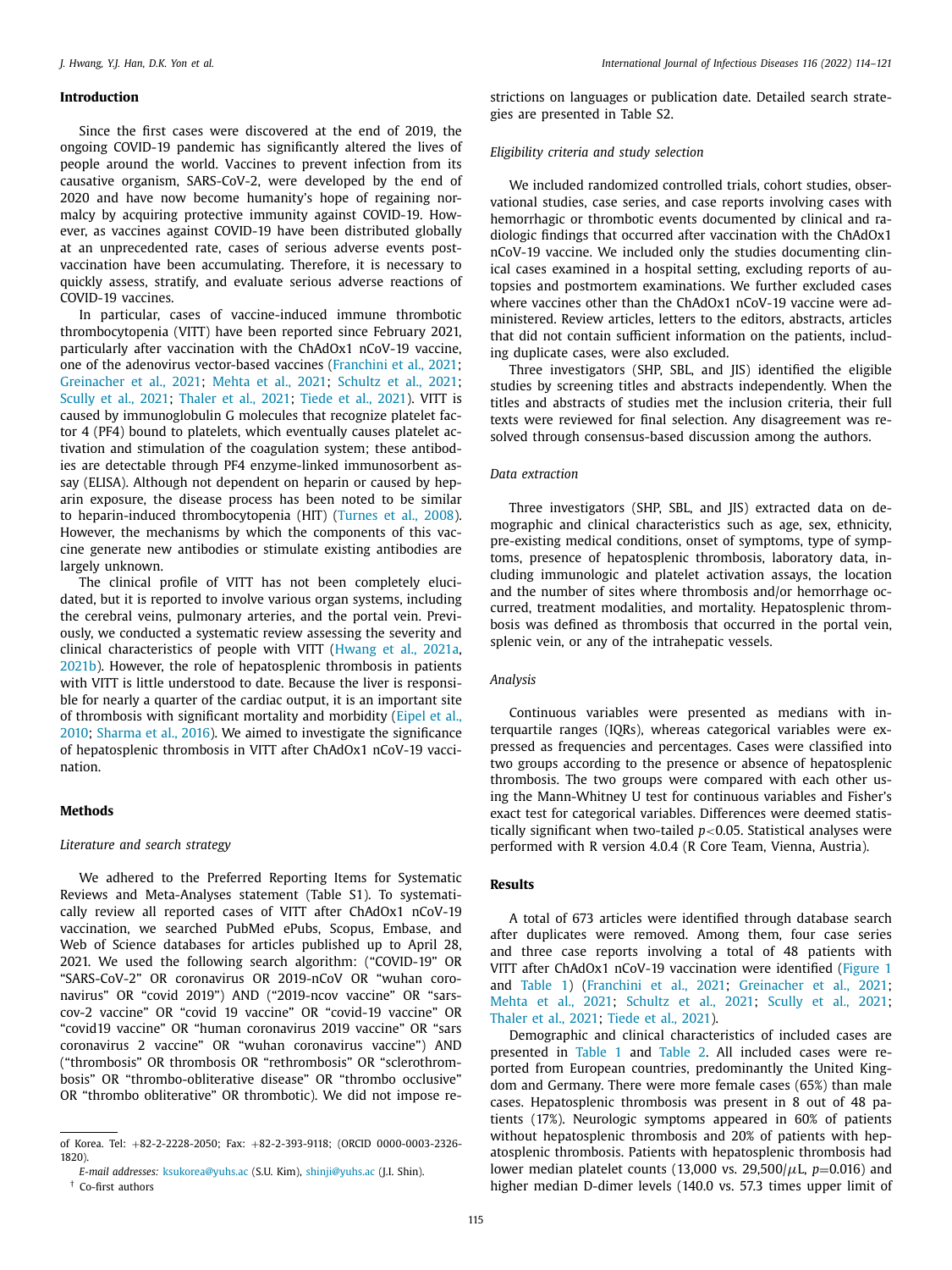## Introduction

Since the first cases were discovered at the end of 2019, the ongoing COVID-19 pandemic has significantly altered the lives of people around the world. Vaccines to prevent infection from its causative organism, SARS-CoV-2, were developed by the end of 2020 and have now become humanity's hope of regaining normalcy by acquiring protective immunity against COVID-19. However, as vaccines against COVID-19 have been distributed globally at an unprecedented rate, cases of serious adverse events post-vaccination have been accumulating. Therefore, it is necessary to quickly assess, stratify, and evaluate serious adverse reactions of COVID-19 vaccines.

In particular, cases of vaccine-induced immune thrombotic thrombocytopenia (VITT) have been reported since February 2021, particularly after vaccination with the ChAdOx1 nCoV-19 vaccine, one of the adenovirus vector-based vaccines (Franchini et al., 2021; Greinacher et al., 2021; Mehta et al., 2021; Schultz et al., 2021; Scully et al., 2021; Thaler et al., 2021; Tiede et al., 2021). VITT is caused by immunoglobulin G molecules that recognize platelet factor 4 (PF4) bound to platelets, which eventually causes platelet activation and stimulation of the coagulation system; these antibodies are detectable through PF4 enzyme-linked immunosorbent assay (ELISA). Although not dependent on heparin or caused by heparin exposure, the disease process has been noted to be similar to heparin-induced thrombocytopenia (HIT) (Turnes et al., 2008). However, the mechanisms by which the components of this vaccine generate new antibodies or stimulate existing antibodies are largely unknown.

The clinical profile of VITT has not been completely elucidated, but it is reported to involve various organ systems, including the cerebral veins, pulmonary arteries, and the portal vein. Previously, we conducted a systematic review assessing the severity and clinical characteristics of people with VITT (Hwang et al., 2021a, 2021b). However, the role of hepatosplenic thrombosis in patients with VITT is little understood to date. Because the liver is responsible for nearly a quarter of the cardiac output, it is an important site of thrombosis with significant mortality and morbidity (Eipel et al., 2010; Sharma et al., 2016). We aimed to investigate the significance of hepatosplenic thrombosis in VITT after ChAdOx1 nCoV-19 vaccination.

## Methods

### Literature and search strategy

We adhered to the Preferred Reporting Items for Systematic Reviews and Meta-Analyses statement (Table S1). To systematically review all reported cases of VITT after ChAdOx1 nCoV-19 vaccination, we searched PubMed ePubs, Scopus, Embase, and Web of Science databases for articles published up to April 28, 2021. We used the following search algorithm: ("COVID-19" OR "SARS-CoV-2" OR coronavirus OR 2019-nCoV OR "wuhan coronavirus" OR "covid 2019") AND ("2019-ncov vaccine" OR "sars-cov-2 vaccine" OR "covid 19 vaccine" OR "covid-19 vaccine" OR "covid19 vaccine" OR "human coronavirus 2019 vaccine" OR "sars coronavirus 2 vaccine" OR "wuhan coronavirus vaccine") AND ("thrombosis" OR thrombosis OR "rethrombosis" OR "sclerothrombosis" OR "thrombo-obliterative disease" OR "thrombo occlusive" OR "thrombo obliterative" OR thrombotic). We did not impose restrictions on languages or publication date. Detailed search strategies are presented in Table S2.

### Eligibility criteria and study selection

We included randomized controlled trials, cohort studies, observational studies, case series, and case reports involving cases with hemorrhagic or thrombotic events documented by clinical and radiologic findings that occurred after vaccination with the ChAdOx1 nCoV-19 vaccine. We included only the studies documenting clinical cases examined in a hospital setting, excluding reports of autopsies and postmortem examinations. We further excluded cases where vaccines other than the ChAdOx1 nCoV-19 vaccine were administered. Review articles, letters to the editors, abstracts, articles that did not contain sufficient information on the patients, including duplicate cases, were also excluded.

Three investigators (SHP, SBL, and JIS) identified the eligible studies by screening titles and abstracts independently. When the titles and abstracts of studies met the inclusion criteria, their full texts were reviewed for final selection. Any disagreement was resolved through consensus-based discussion among the authors.

### Data extraction

Three investigators (SHP, SBL, and JIS) extracted data on demographic and clinical characteristics such as age, sex, ethnicity, pre-existing medical conditions, onset of symptoms, type of symptoms, presence of hepatosplenic thrombosis, laboratory data, including immunologic and platelet activation assays, the location and the number of sites where thrombosis and/or hemorrhage occurred, treatment modalities, and mortality. Hepatosplenic thrombosis was defined as thrombosis that occurred in the portal vein, splenic vein, or any of the intrahepatic vessels.

### Analysis

Continuous variables were presented as medians with interquartile ranges (IQRs), whereas categorical variables were expressed as frequencies and percentages. Cases were classified into two groups according to the presence or absence of hepatosplenic thrombosis. The two groups were compared with each other using the Mann-Whitney U test for continuous variables and Fisher's exact test for categorical variables. Differences were deemed statistically significant when two-tailed $p<0.05$. Statistical analyses were performed with R version 4.0.4 (R Core Team, Vienna, Austria).

## Results

A total of 673 articles were identified through database search after duplicates were removed. Among them, four case series and three case reports involving a total of 48 patients with VITT after ChAdOx1 nCoV-19 vaccination were identified (Figure 1 and Table 1) (Franchini et al., 2021; Greinacher et al., 2021; Mehta et al., 2021; Schultz et al., 2021; Scully et al., 2021; Thaler et al., 2021; Tiede et al., 2021).

Demographic and clinical characteristics of included cases are presented in Table 1 and Table 2. All included cases were reported from European countries, predominantly the United Kingdom and Germany. There were more female cases (65%) than male cases. Hepatosplenic thrombosis was present in 8 out of 48 patients (17%). Neurologic symptoms appeared in 60% of patients without hepatosplenic thrombosis and 20% of patients with hepatosplenic thrombosis. Patients with hepatosplenic thrombosis had lower median platelet counts (13,000 vs. 29,500/$\mu$L, $p$=0.016) and higher median D-dimer levels (140.0 vs. 57.3 times upper limit of

---

of Korea. Tel: +82-2-2228-2050; Fax: +82-2-393-9118; (ORCID 0000-0003-2326-1820).

*E-mail addresses:* ksukorea@yuhs.ac (S.U. Kim), shinji@yuhs.ac (J.I. Shin).

† Co-first authors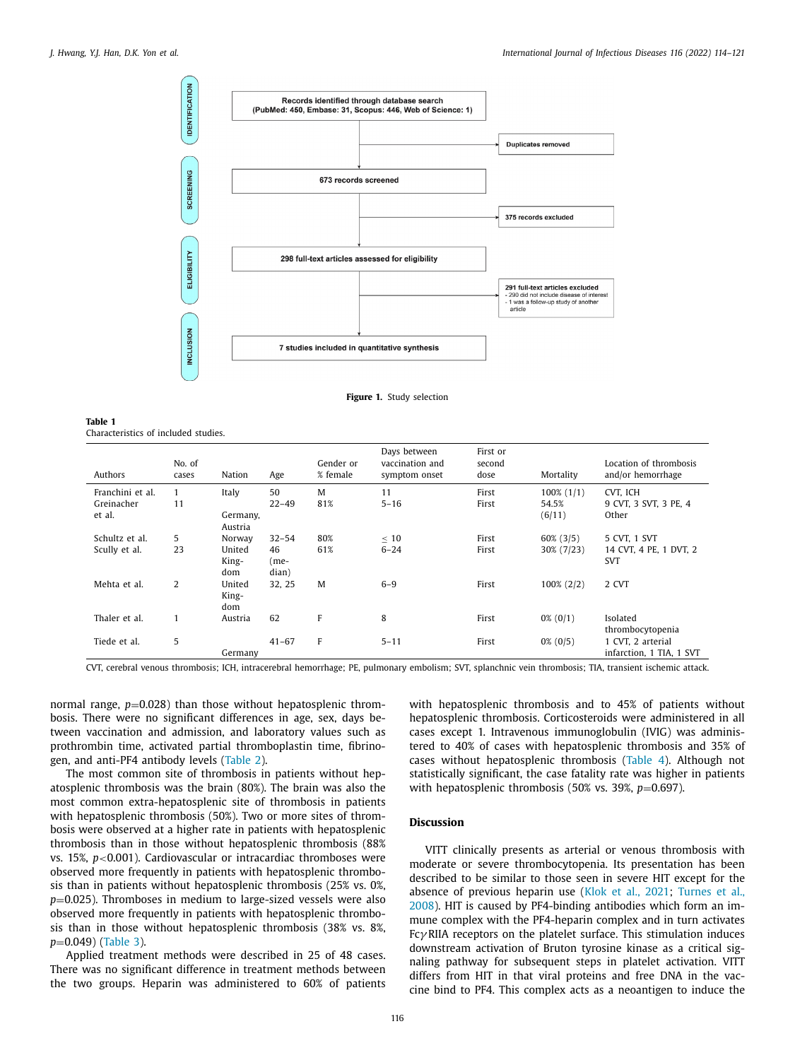Records identified through database search (PubMed: 450, Embase: 31, Scopus: 446, Web of Science: 1)

Duplicates removed

673 records screened

375 records excluded

298 full-text articles assessed for eligibility

291 full-text articles excluded
- 290 did not include disease of interest
- 1 was a follow-up study of another article

7 studies included in quantitative synthesis

IDENTIFICATION / SCREENING / ELIGIBILITY / INCLUSION

**Figure 1.** Study selection

**Table 1**
Characteristics of included studies.

| Authors | No. of cases | Nation | Age | Gender or % female | Days between vaccination and symptom onset | First or second dose | Mortality | Location of thrombosis and/or hemorrhage |
|---|---|---|---|---|---|---|---|---|
| Franchini et al. | 1 | Italy | 50 | M | 11 | First | 100% (1/1) | CVT, ICH |
| Greinacher et al. | 11 | Germany, Austria | 22–49 | 81% | 5–16 | First | 54.5% (6/11) | 9 CVT, 3 SVT, 3 PE, 4 Other |
| Schultz et al. | 5 | Norway | 32–54 | 80% | ≤ 10 | First | 60% (3/5) | 5 CVT, 1 SVT |
| Scully et al. | 23 | United Kingdom | 46 (median) | 61% | 6–24 | First | 30% (7/23) | 14 CVT, 4 PE, 1 DVT, 2 SVT |
| Mehta et al. | 2 | United Kingdom | 32, 25 | M | 6–9 | First | 100% (2/2) | 2 CVT |
| Thaler et al. | 1 | Austria | 62 | F | 8 | First | 0% (0/1) | Isolated thrombocytopenia |
| Tiede et al. | 5 | Germany | 41–67 | F | 5–11 | First | 0% (0/5) | 1 CVT, 2 arterial infarction, 1 TIA, 1 SVT |

CVT, cerebral venous thrombosis; ICH, intracerebral hemorrhage; PE, pulmonary embolism; SVT, splanchnic vein thrombosis; TIA, transient ischemic attack.

normal range, $p$=0.028) than those without hepatosplenic thrombosis. There were no significant differences in age, sex, days between vaccination and admission, and laboratory values such as prothrombin time, activated partial thromboplastin time, fibrinogen, and anti-PF4 antibody levels (Table 2).

The most common site of thrombosis in patients without hepatosplenic thrombosis was the brain (80%). The brain was also the most common extra-hepatosplenic site of thrombosis in patients with hepatosplenic thrombosis (50%). Two or more sites of thrombosis were observed at a higher rate in patients with hepatosplenic thrombosis than in those without hepatosplenic thrombosis (88% vs. 15%, $p$<0.001). Cardiovascular or intracardiac thromboses were observed more frequently in patients with hepatosplenic thrombosis than in patients without hepatosplenic thrombosis (25% vs. 0%, $p$=0.025). Thromboses in medium to large-sized vessels were also observed more frequently in patients with hepatosplenic thrombosis than in those without hepatosplenic thrombosis (38% vs. 8%, $p$=0.049) (Table 3).

Applied treatment methods were described in 25 of 48 cases. There was no significant difference in treatment methods between the two groups. Heparin was administered to 60% of patients with hepatosplenic thrombosis and to 45% of patients without hepatosplenic thrombosis. Corticosteroids were administered in all cases except 1. Intravenous immunoglobulin (IVIG) was administered to 40% of cases with hepatosplenic thrombosis and 35% of cases without hepatosplenic thrombosis (Table 4). Although not statistically significant, the case fatality rate was higher in patients with hepatosplenic thrombosis (50% vs. 39%, $p$=0.697).

## Discussion

VITT clinically presents as arterial or venous thrombosis with moderate or severe thrombocytopenia. Its presentation has been described to be similar to those seen in severe HIT except for the absence of previous heparin use (Klok et al., 2021; Turnes et al., 2008). HIT is caused by PF4-binding antibodies which form an immune complex with the PF4-heparin complex and in turn activates Fc$\gamma$RIIA receptors on the platelet surface. This stimulation induces downstream activation of Bruton tyrosine kinase as a critical signaling pathway for subsequent steps in platelet activation. VITT differs from HIT in that viral proteins and free DNA in the vaccine bind to PF4. This complex acts as a neoantigen to induce the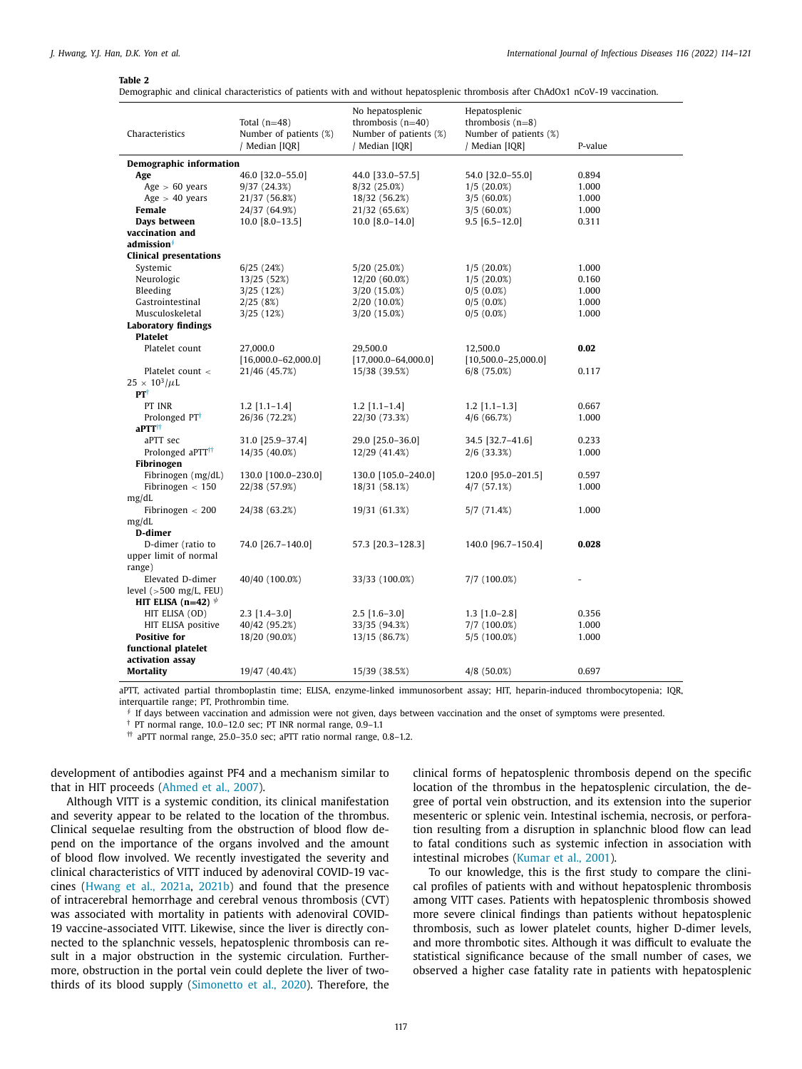**Table 2**

Demographic and clinical characteristics of patients with and without hepatosplenic thrombosis after ChAdOx1 nCoV-19 vaccination.

| Characteristics | Total (n=48) Number of patients (%) / Median [IQR] | No hepatosplenic thrombosis (n=40) Number of patients (%) / Median [IQR] | Hepatosplenic thrombosis (n=8) Number of patients (%) / Median [IQR] | P-value |
|---|---|---|---|---|
| **Demographic information** | | | | |
| **Age** | 46.0 [32.0–55.0] | 44.0 [33.0–57.5] | 54.0 [32.0–55.0] | 0.894 |
| Age > 60 years | 9/37 (24.3%) | 8/32 (25.0%) | 1/5 (20.0%) | 1.000 |
| Age > 40 years | 21/37 (56.8%) | 18/32 (56.2%) | 3/5 (60.0%) | 1.000 |
| **Female** | 24/37 (64.9%) | 21/32 (65.6%) | 3/5 (60.0%) | 1.000 |
| **Days between vaccination and admission**[ǂ] | 10.0 [8.0–13.5] | 10.0 [8.0–14.0] | 9.5 [6.5–12.0] | 0.311 |
| **Clinical presentations** | | | | |
| Systemic | 6/25 (24%) | 5/20 (25.0%) | 1/5 (20.0%) | 1.000 |
| Neurologic | 13/25 (52%) | 12/20 (60.0%) | 1/5 (20.0%) | 0.160 |
| Bleeding | 3/25 (12%) | 3/20 (15.0%) | 0/5 (0.0%) | 1.000 |
| Gastrointestinal | 2/25 (8%) | 2/20 (10.0%) | 0/5 (0.0%) | 1.000 |
| Musculoskeletal | 3/25 (12%) | 3/20 (15.0%) | 0/5 (0.0%) | 1.000 |
| **Laboratory findings** | | | | |
| **Platelet** | | | | |
| Platelet count | 27,000.0 [16,000.0–62,000.0] | 29,500.0 [17,000.0–64,000.0] | 12,500.0 [10,500.0–25,000.0] | **0.02** |
| Platelet count < $25 \times 10^3/\mu L$ | 21/46 (45.7%) | 15/38 (39.5%) | 6/8 (75.0%) | 0.117 |
| **PT**[†] | | | | |
| PT INR | 1.2 [1.1–1.4] | 1.2 [1.1–1.4] | 1.2 [1.1–1.3] | 0.667 |
| Prolonged PT[†] | 26/36 (72.2%) | 22/30 (73.3%) | 4/6 (66.7%) | 1.000 |
| **aPTT**[††] | | | | |
| aPTT sec | 31.0 [25.9–37.4] | 29.0 [25.0–36.0] | 34.5 [32.7–41.6] | 0.233 |
| Prolonged aPTT[††] | 14/35 (40.0%) | 12/29 (41.4%) | 2/6 (33.3%) | 1.000 |
| **Fibrinogen** | | | | |
| Fibrinogen (mg/dL) | 130.0 [100.0–230.0] | 130.0 [105.0–240.0] | 120.0 [95.0–201.5] | 0.597 |
| Fibrinogen < 150 mg/dL | 22/38 (57.9%) | 18/31 (58.1%) | 4/7 (57.1%) | 1.000 |
| Fibrinogen < 200 mg/dL | 24/38 (63.2%) | 19/31 (61.3%) | 5/7 (71.4%) | 1.000 |
| **D-dimer** | | | | |
| D-dimer (ratio to upper limit of normal range) | 74.0 [26.7–140.0] | 57.3 [20.3–128.3] | 140.0 [96.7–150.4] | **0.028** |
| Elevated D-dimer level (>500 mg/L, FEU) | 40/40 (100.0%) | 33/33 (100.0%) | 7/7 (100.0%) | - |
| **HIT ELISA (n=42)** [ψ] | | | | |
| HIT ELISA (OD) | 2.3 [1.4–3.0] | 2.5 [1.6–3.0] | 1.3 [1.0–2.8] | 0.356 |
| HIT ELISA positive | 40/42 (95.2%) | 33/35 (94.3%) | 7/7 (100.0%) | 1.000 |
| **Positive for functional platelet activation assay** | 18/20 (90.0%) | 13/15 (86.7%) | 5/5 (100.0%) | 1.000 |
| **Mortality** | 19/47 (40.4%) | 15/39 (38.5%) | 4/8 (50.0%) | 0.697 |

aPTT, activated partial thromboplastin time; ELISA, enzyme-linked immunosorbent assay; HIT, heparin-induced thrombocytopenia; IQR, interquartile range; PT, Prothrombin time.

[ǂ] If days between vaccination and admission were not given, days between vaccination and the onset of symptoms were presented.

[†] PT normal range, 10.0–12.0 sec; PT INR normal range, 0.9–1.1

[††] aPTT normal range, 25.0–35.0 sec; aPTT ratio normal range, 0.8–1.2.

development of antibodies against PF4 and a mechanism similar to that in HIT proceeds (Ahmed et al., 2007).

Although VITT is a systemic condition, its clinical manifestation and severity appear to be related to the location of the thrombus. Clinical sequelae resulting from the obstruction of blood flow depend on the importance of the organs involved and the amount of blood flow involved. We recently investigated the severity and clinical characteristics of VITT induced by adenoviral COVID-19 vaccines (Hwang et al., 2021a, 2021b) and found that the presence of intracerebral hemorrhage and cerebral venous thrombosis (CVT) was associated with mortality in patients with adenoviral COVID-19 vaccine-associated VITT. Likewise, since the liver is directly connected to the splanchnic vessels, hepatosplenic thrombosis can result in a major obstruction in the systemic circulation. Furthermore, obstruction in the portal vein could deplete the liver of two-thirds of its blood supply (Simonetto et al., 2020). Therefore, the clinical forms of hepatosplenic thrombosis depend on the specific location of the thrombus in the hepatosplenic circulation, the degree of portal vein obstruction, and its extension into the superior mesenteric or splenic vein. Intestinal ischemia, necrosis, or perforation resulting from a disruption in splanchnic blood flow can lead to fatal conditions such as systemic infection in association with intestinal microbes (Kumar et al., 2001).

To our knowledge, this is the first study to compare the clinical profiles of patients with and without hepatosplenic thrombosis among VITT cases. Patients with hepatosplenic thrombosis showed more severe clinical findings than patients without hepatosplenic thrombosis, such as lower platelet counts, higher D-dimer levels, and more thrombotic sites. Although it was difficult to evaluate the statistical significance because of the small number of cases, we observed a higher case fatality rate in patients with hepatosplenic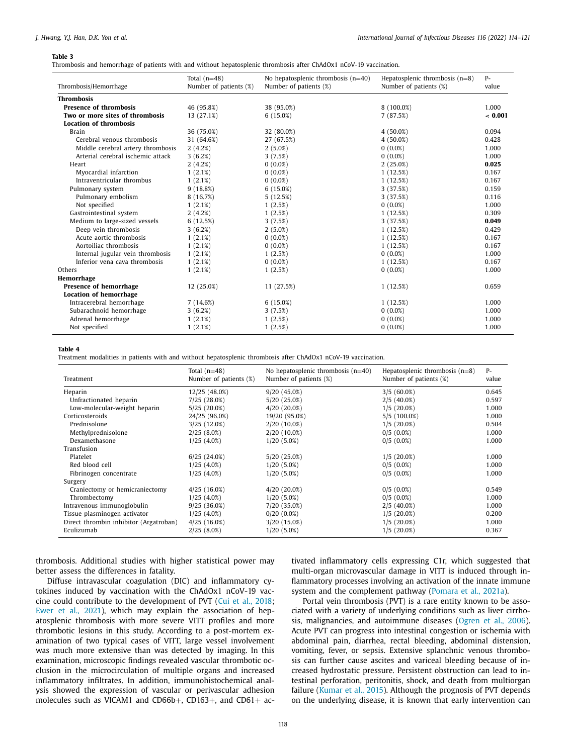**Table 3**

Thrombosis and hemorrhage of patients with and without hepatosplenic thrombosis after ChAdOx1 nCoV-19 vaccination.

| Thrombosis/Hemorrhage | Total (n=48) Number of patients (%) | No hepatosplenic thrombosis (n=40) Number of patients (%) | Hepatosplenic thrombosis (n=8) Number of patients (%) | P-value |
|---|---|---|---|---|
| **Thrombosis** | | | | |
| **Presence of thrombosis** | 46 (95.8%) | 38 (95.0%) | 8 (100.0%) | 1.000 |
| **Two or more sites of thrombosis** | 13 (27.1%) | 6 (15.0%) | 7 (87.5%) | **< 0.001** |
| **Location of thrombosis** | | | | |
| Brain | 36 (75.0%) | 32 (80.0%) | 4 (50.0%) | 0.094 |
| Cerebral venous thrombosis | 31 (64.6%) | 27 (67.5%) | 4 (50.0%) | 0.428 |
| Middle cerebral artery thrombosis | 2 (4.2%) | 2 (5.0%) | 0 (0.0%) | 1.000 |
| Arterial cerebral ischemic attack | 3 (6.2%) | 3 (7.5%) | 0 (0.0%) | 1.000 |
| Heart | 2 (4.2%) | 0 (0.0%) | 2 (25.0%) | **0.025** |
| Myocardial infarction | 1 (2.1%) | 0 (0.0%) | 1 (12.5%) | 0.167 |
| Intraventricular thrombus | 1 (2.1%) | 0 (0.0%) | 1 (12.5%) | 0.167 |
| Pulmonary system | 9 (18.8%) | 6 (15.0%) | 3 (37.5%) | 0.159 |
| Pulmonary embolism | 8 (16.7%) | 5 (12.5%) | 3 (37.5%) | 0.116 |
| Not specified | 1 (2.1%) | 1 (2.5%) | 0 (0.0%) | 1.000 |
| Gastrointestinal system | 2 (4.2%) | 1 (2.5%) | 1 (12.5%) | 0.309 |
| Medium to large-sized vessels | 6 (12.5%) | 3 (7.5%) | 3 (37.5%) | **0.049** |
| Deep vein thrombosis | 3 (6.2%) | 2 (5.0%) | 1 (12.5%) | 0.429 |
| Acute aortic thrombosis | 1 (2.1%) | 0 (0.0%) | 1 (12.5%) | 0.167 |
| Aortoiliac thrombosis | 1 (2.1%) | 0 (0.0%) | 1 (12.5%) | 0.167 |
| Internal jugular vein thrombosis | 1 (2.1%) | 1 (2.5%) | 0 (0.0%) | 1.000 |
| Inferior vena cava thrombosis | 1 (2.1%) | 0 (0.0%) | 1 (12.5%) | 0.167 |
| Others | 1 (2.1%) | 1 (2.5%) | 0 (0.0%) | 1.000 |
| **Hemorrhage** | | | | |
| **Presence of hemorrhage** | 12 (25.0%) | 11 (27.5%) | 1 (12.5%) | 0.659 |
| **Location of hemorrhage** | | | | |
| Intracerebral hemorrhage | 7 (14.6%) | 6 (15.0%) | 1 (12.5%) | 1.000 |
| Subarachnoid hemorrhage | 3 (6.2%) | 3 (7.5%) | 0 (0.0%) | 1.000 |
| Adrenal hemorrhage | 1 (2.1%) | 1 (2.5%) | 0 (0.0%) | 1.000 |
| Not specified | 1 (2.1%) | 1 (2.5%) | 0 (0.0%) | 1.000 |

**Table 4**

Treatment modalities in patients with and without hepatosplenic thrombosis after ChAdOx1 nCoV-19 vaccination.

| Treatment | Total (n=48) Number of patients (%) | No hepatosplenic thrombosis (n=40) Number of patients (%) | Hepatosplenic thrombosis (n=8) Number of patients (%) | P-value |
|---|---|---|---|---|
| Heparin | 12/25 (48.0%) | 9/20 (45.0%) | 3/5 (60.0%) | 0.645 |
| Unfractionated heparin | 7/25 (28.0%) | 5/20 (25.0%) | 2/5 (40.0%) | 0.597 |
| Low-molecular-weight heparin | 5/25 (20.0%) | 4/20 (20.0%) | 1/5 (20.0%) | 1.000 |
| Corticosteroids | 24/25 (96.0%) | 19/20 (95.0%) | 5/5 (100.0%) | 1.000 |
| Prednisolone | 3/25 (12.0%) | 2/20 (10.0%) | 1/5 (20.0%) | 0.504 |
| Methylprednisolone | 2/25 (8.0%) | 2/20 (10.0%) | 0/5 (0.0%) | 1.000 |
| Dexamethasone | 1/25 (4.0%) | 1/20 (5.0%) | 0/5 (0.0%) | 1.000 |
| Transfusion | | | | |
| Platelet | 6/25 (24.0%) | 5/20 (25.0%) | 1/5 (20.0%) | 1.000 |
| Red blood cell | 1/25 (4.0%) | 1/20 (5.0%) | 0/5 (0.0%) | 1.000 |
| Fibrinogen concentrate | 1/25 (4.0%) | 1/20 (5.0%) | 0/5 (0.0%) | 1.000 |
| Surgery | | | | |
| Craniectomy or hemicraniectomy | 4/25 (16.0%) | 4/20 (20.0%) | 0/5 (0.0%) | 0.549 |
| Thrombectomy | 1/25 (4.0%) | 1/20 (5.0%) | 0/5 (0.0%) | 1.000 |
| Intravenous immunoglobulin | 9/25 (36.0%) | 7/20 (35.0%) | 2/5 (40.0%) | 1.000 |
| Tissue plasminogen activator | 1/25 (4.0%) | 0/20 (0.0%) | 1/5 (20.0%) | 0.200 |
| Direct thrombin inhibitor (Argatroban) | 4/25 (16.0%) | 3/20 (15.0%) | 1/5 (20.0%) | 1.000 |
| Eculizumab | 2/25 (8.0%) | 1/20 (5.0%) | 1/5 (20.0%) | 0.367 |

thrombosis. Additional studies with higher statistical power may better assess the differences in fatality.

Diffuse intravascular coagulation (DIC) and inflammatory cytokines induced by vaccination with the ChAdOx1 nCoV-19 vaccine could contribute to the development of PVT (Cui et al., 2018; Ewer et al., 2021), which may explain the association of hepatosplenic thrombosis with more severe VITT profiles and more thrombotic lesions in this study. According to a post-mortem examination of two typical cases of VITT, large vessel involvement was much more extensive than was detected by imaging. In this examination, microscopic findings revealed vascular thrombotic occlusion in the microcirculation of multiple organs and increased inflammatory infiltrates. In addition, immunohistochemical analysis showed the expression of vascular or perivascular adhesion molecules such as VICAM1 and CD66b+, CD163+, and CD61+ activated inflammatory cells expressing C1r, which suggested that multi-organ microvascular damage in VITT is induced through inflammatory processes involving an activation of the innate immune system and the complement pathway (Pomara et al., 2021a).

Portal vein thrombosis (PVT) is a rare entity known to be associated with a variety of underlying conditions such as liver cirrhosis, malignancies, and autoimmune diseases (Ogren et al., 2006). Acute PVT can progress into intestinal congestion or ischemia with abdominal pain, diarrhea, rectal bleeding, abdominal distension, vomiting, fever, or sepsis. Extensive splanchnic venous thrombosis can further cause ascites and variceal bleeding because of increased hydrostatic pressure. Persistent obstruction can lead to intestinal perforation, peritonitis, shock, and death from multiorgan failure (Kumar et al., 2015). Although the prognosis of PVT depends on the underlying disease, it is known that early intervention can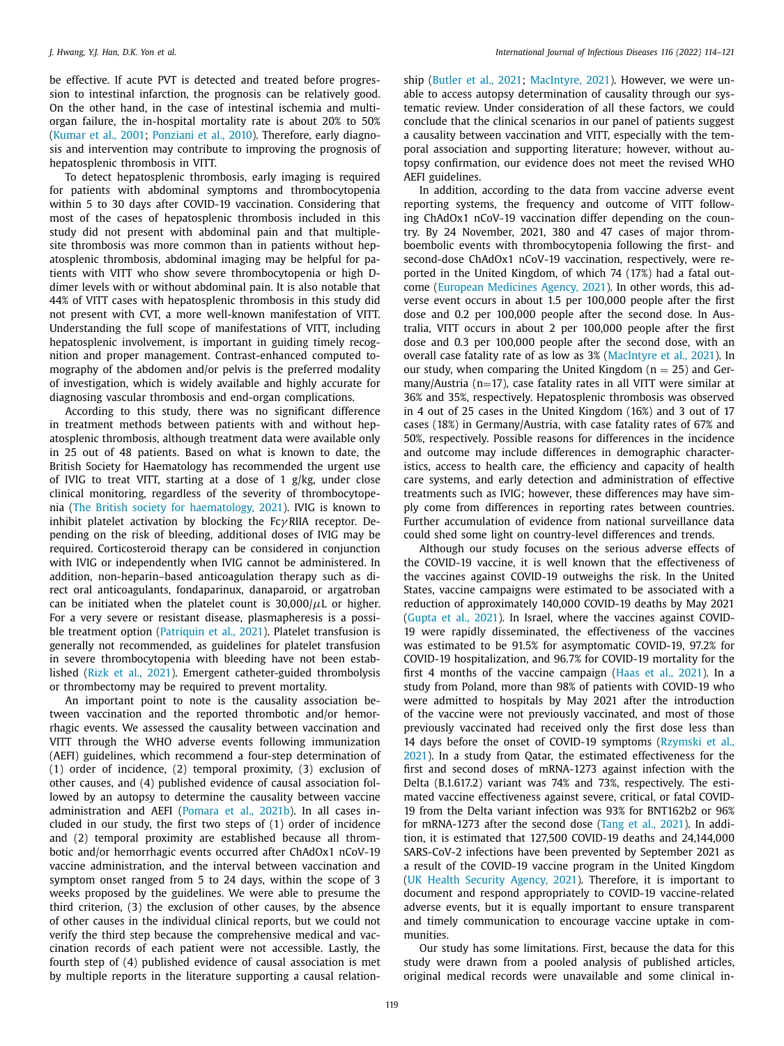be effective. If acute PVT is detected and treated before progression to intestinal infarction, the prognosis can be relatively good. On the other hand, in the case of intestinal ischemia and multi-organ failure, the in-hospital mortality rate is about 20% to 50% (Kumar et al., 2001; Ponziani et al., 2010). Therefore, early diagnosis and intervention may contribute to improving the prognosis of hepatosplenic thrombosis in VITT.

To detect hepatosplenic thrombosis, early imaging is required for patients with abdominal symptoms and thrombocytopenia within 5 to 30 days after COVID-19 vaccination. Considering that most of the cases of hepatosplenic thrombosis included in this study did not present with abdominal pain and that multiple-site thrombosis was more common than in patients without hepatosplenic thrombosis, abdominal imaging may be helpful for patients with VITT who show severe thrombocytopenia or high D-dimer levels with or without abdominal pain. It is also notable that 44% of VITT cases with hepatosplenic thrombosis in this study did not present with CVT, a more well-known manifestation of VITT. Understanding the full scope of manifestations of VITT, including hepatosplenic involvement, is important in guiding timely recognition and proper management. Contrast-enhanced computed tomography of the abdomen and/or pelvis is the preferred modality of investigation, which is widely available and highly accurate for diagnosing vascular thrombosis and end-organ complications.

According to this study, there was no significant difference in treatment methods between patients with and without hepatosplenic thrombosis, although treatment data were available only in 25 out of 48 patients. Based on what is known to date, the British Society for Haematology has recommended the urgent use of IVIG to treat VITT, starting at a dose of 1 g/kg, under close clinical monitoring, regardless of the severity of thrombocytopenia (The British society for haematology, 2021). IVIG is known to inhibit platelet activation by blocking the Fc$\gamma$RIIA receptor. Depending on the risk of bleeding, additional doses of IVIG may be required. Corticosteroid therapy can be considered in conjunction with IVIG or independently when IVIG cannot be administered. In addition, non-heparin–based anticoagulation therapy such as direct oral anticoagulants, fondaparinux, danaparoid, or argatroban can be initiated when the platelet count is 30,000/$\mu$L or higher. For a very severe or resistant disease, plasmapheresis is a possible treatment option (Patriquin et al., 2021). Platelet transfusion is generally not recommended, as guidelines for platelet transfusion in severe thrombocytopenia with bleeding have not been established (Rizk et al., 2021). Emergent catheter-guided thrombolysis or thrombectomy may be required to prevent mortality.

An important point to note is the causality association between vaccination and the reported thrombotic and/or hemorrhagic events. We assessed the causality between vaccination and VITT through the WHO adverse events following immunization (AEFI) guidelines, which recommend a four-step determination of (1) order of incidence, (2) temporal proximity, (3) exclusion of other causes, and (4) published evidence of causal association followed by an autopsy to determine the causality between vaccine administration and AEFI (Pomara et al., 2021b). In all cases included in our study, the first two steps of (1) order of incidence and (2) temporal proximity are established because all thrombotic and/or hemorrhagic events occurred after ChAdOx1 nCoV-19 vaccine administration, and the interval between vaccination and symptom onset ranged from 5 to 24 days, within the scope of 3 weeks proposed by the guidelines. We were able to presume the third criterion, (3) the exclusion of other causes, by the absence of other causes in the individual clinical reports, but we could not verify the third step because the comprehensive medical and vaccination records of each patient were not accessible. Lastly, the fourth step of (4) published evidence of causal association is met by multiple reports in the literature supporting a causal relationship (Butler et al., 2021; MacIntyre, 2021). However, we were unable to access autopsy determination of causality through our systematic review. Under consideration of all these factors, we could conclude that the clinical scenarios in our panel of patients suggest a causality between vaccination and VITT, especially with the temporal association and supporting literature; however, without autopsy confirmation, our evidence does not meet the revised WHO AEFI guidelines.

In addition, according to the data from vaccine adverse event reporting systems, the frequency and outcome of VITT following ChAdOx1 nCoV-19 vaccination differ depending on the country. By 24 November, 2021, 380 and 47 cases of major thromboembolic events with thrombocytopenia following the first- and second-dose ChAdOx1 nCoV-19 vaccination, respectively, were reported in the United Kingdom, of which 74 (17%) had a fatal outcome (European Medicines Agency, 2021). In other words, this adverse event occurs in about 1.5 per 100,000 people after the first dose and 0.2 per 100,000 people after the second dose. In Australia, VITT occurs in about 2 per 100,000 people after the first dose and 0.3 per 100,000 people after the second dose, with an overall case fatality rate of as low as 3% (MacIntyre et al., 2021). In our study, when comparing the United Kingdom ($n = 25$) and Germany/Austria ($n=17$), case fatality rates in all VITT were similar at 36% and 35%, respectively. Hepatosplenic thrombosis was observed in 4 out of 25 cases in the United Kingdom (16%) and 3 out of 17 cases (18%) in Germany/Austria, with case fatality rates of 67% and 50%, respectively. Possible reasons for differences in the incidence and outcome may include differences in demographic characteristics, access to health care, the efficiency and capacity of health care systems, and early detection and administration of effective treatments such as IVIG; however, these differences may have simply come from differences in reporting rates between countries. Further accumulation of evidence from national surveillance data could shed some light on country-level differences and trends.

Although our study focuses on the serious adverse effects of the COVID-19 vaccine, it is well known that the effectiveness of the vaccines against COVID-19 outweighs the risk. In the United States, vaccine campaigns were estimated to be associated with a reduction of approximately 140,000 COVID-19 deaths by May 2021 (Gupta et al., 2021). In Israel, where the vaccines against COVID-19 were rapidly disseminated, the effectiveness of the vaccines was estimated to be 91.5% for asymptomatic COVID-19, 97.2% for COVID-19 hospitalization, and 96.7% for COVID-19 mortality for the first 4 months of the vaccine campaign (Haas et al., 2021). In a study from Poland, more than 98% of patients with COVID-19 who were admitted to hospitals by May 2021 after the introduction of the vaccine were not previously vaccinated, and most of those previously vaccinated had received only the first dose less than 14 days before the onset of COVID-19 symptoms (Rzymski et al., 2021). In a study from Qatar, the estimated effectiveness for the first and second doses of mRNA-1273 against infection with the Delta (B.1.617.2) variant was 74% and 73%, respectively. The estimated vaccine effectiveness against severe, critical, or fatal COVID-19 from the Delta variant infection was 93% for BNT162b2 or 96% for mRNA-1273 after the second dose (Tang et al., 2021). In addition, it is estimated that 127,500 COVID-19 deaths and 24,144,000 SARS-CoV-2 infections have been prevented by September 2021 as a result of the COVID-19 vaccine program in the United Kingdom (UK Health Security Agency, 2021). Therefore, it is important to document and respond appropriately to COVID-19 vaccine-related adverse events, but it is equally important to ensure transparent and timely communication to encourage vaccine uptake in communities.

Our study has some limitations. First, because the data for this study were drawn from a pooled analysis of published articles, original medical records were unavailable and some clinical in-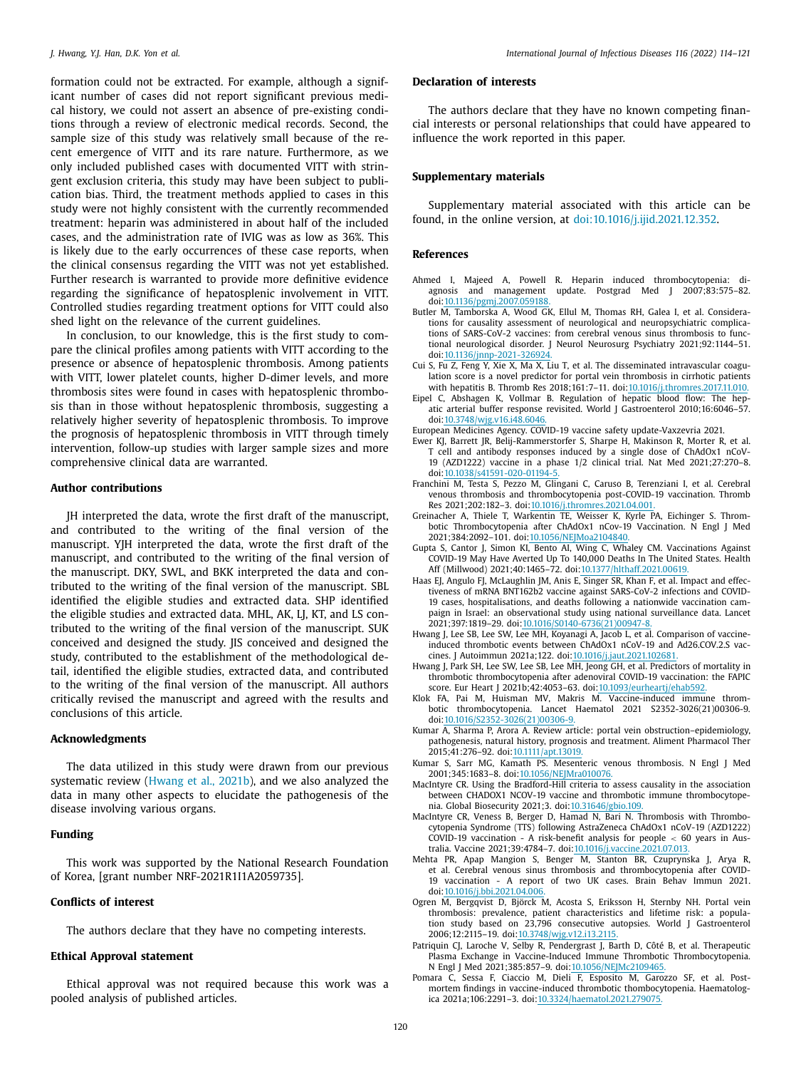formation could not be extracted. For example, although a significant number of cases did not report significant previous medical history, we could not assert an absence of pre-existing conditions through a review of electronic medical records. Second, the sample size of this study was relatively small because of the recent emergence of VITT and its rare nature. Furthermore, as we only included published cases with documented VITT with stringent exclusion criteria, this study may have been subject to publication bias. Third, the treatment methods applied to cases in this study were not highly consistent with the currently recommended treatment: heparin was administered in about half of the included cases, and the administration rate of IVIG was as low as 36%. This is likely due to the early occurrences of these case reports, when the clinical consensus regarding the VITT was not yet established. Further research is warranted to provide more definitive evidence regarding the significance of hepatosplenic involvement in VITT. Controlled studies regarding treatment options for VITT could also shed light on the relevance of the current guidelines.

In conclusion, to our knowledge, this is the first study to compare the clinical profiles among patients with VITT according to the presence or absence of hepatosplenic thrombosis. Among patients with VITT, lower platelet counts, higher D-dimer levels, and more thrombosis sites were found in cases with hepatosplenic thrombosis than in those without hepatosplenic thrombosis, suggesting a relatively higher severity of hepatosplenic thrombosis. To improve the prognosis of hepatosplenic thrombosis in VITT through timely intervention, follow-up studies with larger sample sizes and more comprehensive clinical data are warranted.

## Author contributions

JH interpreted the data, wrote the first draft of the manuscript, and contributed to the writing of the final version of the manuscript. YJH interpreted the data, wrote the first draft of the manuscript, and contributed to the writing of the final version of the manuscript. DKY, SWL, and BKK interpreted the data and contributed to the writing of the final version of the manuscript. SBL identified the eligible studies and extracted data. SHP identified the eligible studies and extracted data. MHL, AK, LJ, KT, and LS contributed to the writing of the final version of the manuscript. SUK conceived and designed the study. JIS conceived and designed the study, contributed to the establishment of the methodological detail, identified the eligible studies, extracted data, and contributed to the writing of the final version of the manuscript. All authors critically revised the manuscript and agreed with the results and conclusions of this article.

## Acknowledgments

The data utilized in this study were drawn from our previous systematic review (Hwang et al., 2021b), and we also analyzed the data in many other aspects to elucidate the pathogenesis of the disease involving various organs.

## Funding

This work was supported by the National Research Foundation of Korea, [grant number NRF-2021R1I1A2059735].

## Conflicts of interest

The authors declare that they have no competing interests.

## Ethical Approval statement

Ethical approval was not required because this work was a pooled analysis of published articles.

## Declaration of interests

The authors declare that they have no known competing financial interests or personal relationships that could have appeared to influence the work reported in this paper.

## Supplementary materials

Supplementary material associated with this article can be found, in the online version, at doi:10.1016/j.ijid.2021.12.352.

## References

- Ahmed I, Majeed A, Powell R. Heparin induced thrombocytopenia: diagnosis and management update. Postgrad Med J 2007;83:575–82. doi:10.1136/pgmj.2007.059188.
- Butler M, Tamborska A, Wood GK, Ellul M, Thomas RH, Galea I, et al. Considerations for causality assessment of neurological and neuropsychiatric complications of SARS-CoV-2 vaccines: from cerebral venous sinus thrombosis to functional neurological disorder. J Neurol Neurosurg Psychiatry 2021;92:1144–51. doi:10.1136/jnnp-2021-326924.
- Cui S, Fu Z, Feng Y, Xie X, Ma X, Liu T, et al. The disseminated intravascular coagulation score is a novel predictor for portal vein thrombosis in cirrhotic patients with hepatitis B. Thromb Res 2018;161:7–11. doi:10.1016/j.thromres.2017.11.010.
- Eipel C, Abshagen K, Vollmar B. Regulation of hepatic blood flow: The hepatic arterial buffer response revisited. World J Gastroenterol 2010;16:6046–57. doi:10.3748/wjg.v16.i48.6046.
- European Medicines Agency. COVID-19 vaccine safety update-Vaxzevria 2021.
- Ewer KJ, Barrett JR, Belij-Rammerstorfer S, Sharpe H, Makinson R, Morter R, et al. T cell and antibody responses induced by a single dose of ChAdOx1 nCoV-19 (AZD1222) vaccine in a phase 1/2 clinical trial. Nat Med 2021;27:270–8. doi:10.1038/s41591-020-01194-5.
- Franchini M, Testa S, Pezzo M, Glingani C, Caruso B, Terenziani I, et al. Cerebral venous thrombosis and thrombocytopenia post-COVID-19 vaccination. Thromb Res 2021;202:182–3. doi:10.1016/j.thromres.2021.04.001.
- Greinacher A, Thiele T, Warkentin TE, Weisser K, Kyrle PA, Eichinger S. Thrombotic Thrombocytopenia after ChAdOx1 nCov-19 Vaccination. N Engl J Med 2021;384:2092–101. doi:10.1056/NEJMoa2104840.
- Gupta S, Cantor J, Simon KI, Bento AI, Wing C, Whaley CM. Vaccinations Against COVID-19 May Have Averted Up To 140,000 Deaths In The United States. Health Aff (Millwood) 2021;40:1465–72. doi:10.1377/hlthaff.2021.00619.
- Haas EJ, Angulo FJ, McLaughlin JM, Anis E, Singer SR, Khan F, et al. Impact and effectiveness of mRNA BNT162b2 vaccine against SARS-CoV-2 infections and COVID-19 cases, hospitalisations, and deaths following a nationwide vaccination campaign in Israel: an observational study using national surveillance data. Lancet 2021;397:1819–29. doi:10.1016/S0140-6736(21)00947-8.
- Hwang J, Lee SB, Lee SW, Lee MH, Koyanagi A, Jacob L, et al. Comparison of vaccine-induced thrombotic events between ChAdOx1 nCoV-19 and Ad26.COV.2.S vaccines. J Autoimmun 2021a;122. doi:10.1016/j.jaut.2021.102681.
- Hwang J, Park SH, Lee SW, Lee SB, Lee MH, Jeong GH, et al. Predictors of mortality in thrombotic thrombocytopenia after adenoviral COVID-19 vaccination: the FAPIC score. Eur Heart J 2021b;42:4053–63. doi:10.1093/eurheartj/ehab592.
- Klok FA, Pai M, Huisman MV, Makris M. Vaccine-induced immune thrombotic thrombocytopenia. Lancet Haematol 2021 S2352-3026(21)00306-9. doi:10.1016/S2352-3026(21)00306-9.
- Kumar A, Sharma P, Arora A. Review article: portal vein obstruction–epidemiology, pathogenesis, natural history, prognosis and treatment. Aliment Pharmacol Ther 2015;41:276–92. doi:10.1111/apt.13019.
- Kumar S, Sarr MG, Kamath PS. Mesenteric venous thrombosis. N Engl J Med 2001;345:1683–8. doi:10.1056/NEJMra010076.
- MacIntyre CR. Using the Bradford-Hill criteria to assess causality in the association between CHADOX1 NCOV-19 vaccine and thrombotic immune thrombocytopenia. Global Biosecurity 2021;3. doi:10.31646/gbio.109.
- MacIntyre CR, Veness B, Berger D, Hamad N, Bari N. Thrombosis with Thrombocytopenia Syndrome (TTS) following AstraZeneca ChAdOx1 nCoV-19 (AZD1222) COVID-19 vaccination - A risk-benefit analysis for people < 60 years in Australia. Vaccine 2021;39:4784–7. doi:10.1016/j.vaccine.2021.07.013.
- Mehta PR, Apap Mangion S, Benger M, Stanton BR, Czuprynska J, Arya R, et al. Cerebral venous sinus thrombosis and thrombocytopenia after COVID-19 vaccination - A report of two UK cases. Brain Behav Immun 2021. doi:10.1016/j.bbi.2021.04.006.
- Ogren M, Bergqvist D, Björck M, Acosta S, Eriksson H, Sternby NH. Portal vein thrombosis: prevalence, patient characteristics and lifetime risk: a population study based on 23,796 consecutive autopsies. World J Gastroenterol 2006;12:2115–19. doi:10.3748/wjg.v12.i13.2115.
- Patriquin CJ, Laroche V, Selby R, Pendergrast J, Barth D, Côté B, et al. Therapeutic Plasma Exchange in Vaccine-Induced Immune Thrombotic Thrombocytopenia. N Engl J Med 2021;385:857–9. doi:10.1056/NEJMc2109465.
- Pomara C, Sessa F, Ciaccio M, Dieli F, Esposito M, Garozzo SF, et al. Post-mortem findings in vaccine-induced thrombotic thombocytopenia. Haematologica 2021a;106:2291–3. doi:10.3324/haematol.2021.279075.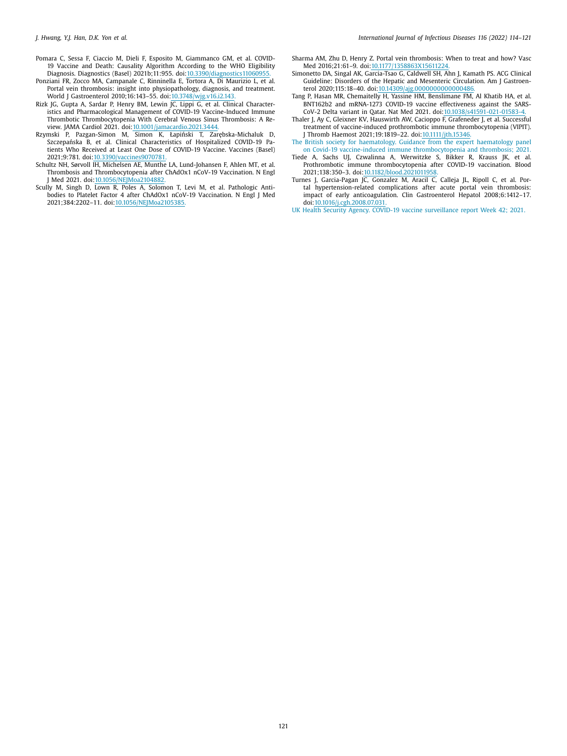Pomara C, Sessa F, Ciaccio M, Dieli F, Esposito M, Giammanco GM, et al. COVID-19 Vaccine and Death: Causality Algorithm According to the WHO Eligibility Diagnosis. Diagnostics (Basel) 2021b;11:955. doi:10.3390/diagnostics11060955.

Ponziani FR, Zocco MA, Campanale C, Rinninella E, Tortora A, Di Maurizio L, et al. Portal vein thrombosis: insight into physiopathology, diagnosis, and treatment. World J Gastroenterol 2010;16:143–55. doi:10.3748/wjg.v16.i2.143.

Rizk JG, Gupta A, Sardar P, Henry BM, Lewin JC, Lippi G, et al. Clinical Characteristics and Pharmacological Management of COVID-19 Vaccine-Induced Immune Thrombotic Thrombocytopenia With Cerebral Venous Sinus Thrombosis: A Review. JAMA Cardiol 2021. doi:10.1001/jamacardio.2021.3444.

Rzymski P, Pazgan-Simon M, Simon K, Łapiński T, Zarębska-Michaluk D, Szczepańska B, et al. Clinical Characteristics of Hospitalized COVID-19 Patients Who Received at Least One Dose of COVID-19 Vaccine. Vaccines (Basel) 2021;9:781. doi:10.3390/vaccines9070781.

Schultz NH, Sørvoll IH, Michelsen AE, Munthe LA, Lund-Johansen F, Ahlen MT, et al. Thrombosis and Thrombocytopenia after ChAdOx1 nCoV-19 Vaccination. N Engl J Med 2021. doi:10.1056/NEJMoa2104882.

Scully M, Singh D, Lown R, Poles A, Solomon T, Levi M, et al. Pathologic Antibodies to Platelet Factor 4 after ChAdOx1 nCoV-19 Vaccination. N Engl J Med 2021;384:2202–11. doi:10.1056/NEJMoa2105385.

Sharma AM, Zhu D, Henry Z. Portal vein thrombosis: When to treat and how? Vasc Med 2016;21:61–9. doi:10.1177/1358863X15611224.

Simonetto DA, Singal AK, Garcia-Tsao G, Caldwell SH, Ahn J, Kamath PS. ACG Clinical Guideline: Disorders of the Hepatic and Mesenteric Circulation. Am J Gastroenterol 2020;115:18–40. doi:10.14309/ajg.0000000000000486.

Tang P, Hasan MR, Chemaitelly H, Yassine HM, Benslimane FM, Al Khatib HA, et al. BNT162b2 and mRNA-1273 COVID-19 vaccine effectiveness against the SARS-CoV-2 Delta variant in Qatar. Nat Med 2021. doi:10.1038/s41591-021-01583-4.

Thaler J, Ay C, Gleixner KV, Hauswirth AW, Cacioppo F, Grafeneder J, et al. Successful treatment of vaccine-induced prothrombotic immune thrombocytopenia (VIPIT). J Thromb Haemost 2021;19:1819–22. doi:10.1111/jth.15346.

The British society for haematology. Guidance from the expert haematology panel on Covid-19 vaccine-induced immune thrombocytopenia and thrombosis; 2021.

Tiede A, Sachs UJ, Czwalinna A, Werwitzke S, Bikker R, Krauss JK, et al. Prothrombotic immune thrombocytopenia after COVID-19 vaccination. Blood 2021;138:350–3. doi:10.1182/blood.2021011958.

Turnes J, Garcia-Pagan JC, Gonzalez M, Aracil C, Calleja JL, Ripoll C, et al. Portal hypertension-related complications after acute portal vein thrombosis: impact of early anticoagulation. Clin Gastroenterol Hepatol 2008;6:1412–17. doi:10.1016/j.cgh.2008.07.031.

UK Health Security Agency. COVID-19 vaccine surveillance report Week 42; 2021.